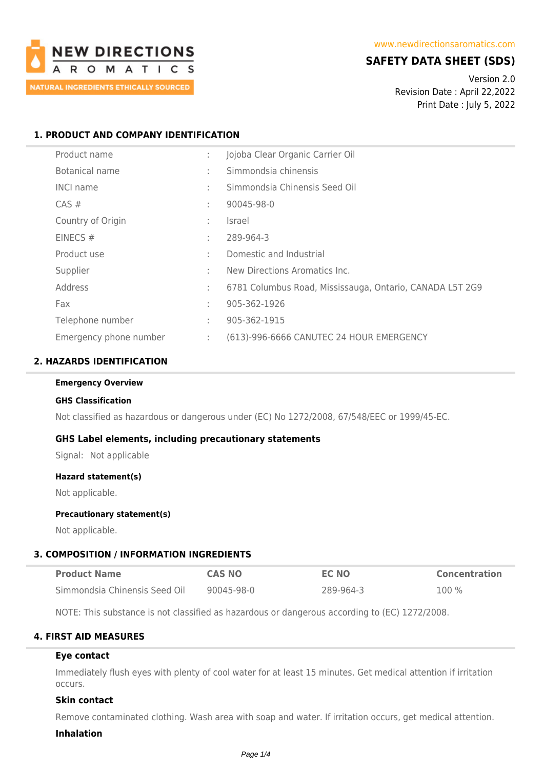NEW DIRECTIONS AROMATICS

NATURAL INGREDIENTS ETHICALLY SOURCED

www.newdirectionsaromatics.com

# SAFETY DATA SHEET (SDS)

Version 2.0
Revision Date : April 22,2022
Print Date : July 5, 2022

## 1. PRODUCT AND COMPANY IDENTIFICATION

| | | |
|---|---|---|
| Product name | : | Jojoba Clear Organic Carrier Oil |
| Botanical name | : | Simmondsia chinensis |
| INCI name | : | Simmondsia Chinensis Seed Oil |
| CAS # | : | 90045-98-0 |
| Country of Origin | : | Israel |
| EINECS # | : | 289-964-3 |
| Product use | : | Domestic and Industrial |
| Supplier | : | New Directions Aromatics Inc. |
| Address | : | 6781 Columbus Road, Mississauga, Ontario, CANADA L5T 2G9 |
| Fax | : | 905-362-1926 |
| Telephone number | : | 905-362-1915 |
| Emergency phone number | : | (613)-996-6666 CANUTEC 24 HOUR EMERGENCY |

## 2. HAZARDS IDENTIFICATION

**Emergency Overview**

**GHS Classification**

Not classified as hazardous or dangerous under (EC) No 1272/2008, 67/548/EEC or 1999/45-EC.

**GHS Label elements, including precautionary statements**

Signal: Not applicable

**Hazard statement(s)**

Not applicable.

**Precautionary statement(s)**

Not applicable.

## 3. COMPOSITION / INFORMATION INGREDIENTS

| Product Name | CAS NO | EC NO | Concentration |
|---|---|---|---|
| Simmondsia Chinensis Seed Oil | 90045-98-0 | 289-964-3 | 100 % |

NOTE: This substance is not classified as hazardous or dangerous according to (EC) 1272/2008.

## 4. FIRST AID MEASURES

**Eye contact**

Immediately flush eyes with plenty of cool water for at least 15 minutes. Get medical attention if irritation occurs.

**Skin contact**

Remove contaminated clothing. Wash area with soap and water. If irritation occurs, get medical attention.

**Inhalation**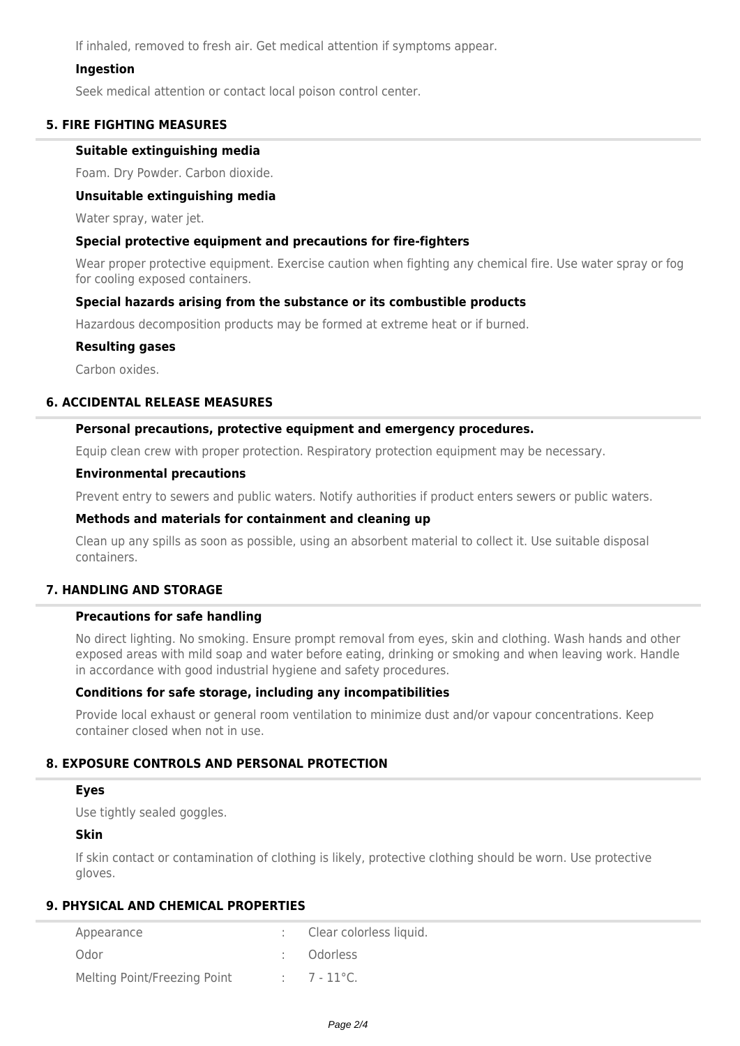If inhaled, removed to fresh air. Get medical attention if symptoms appear.

### Ingestion

Seek medical attention or contact local poison control center.

## 5. FIRE FIGHTING MEASURES

### Suitable extinguishing media

Foam. Dry Powder. Carbon dioxide.

### Unsuitable extinguishing media

Water spray, water jet.

### Special protective equipment and precautions for fire-fighters

Wear proper protective equipment. Exercise caution when fighting any chemical fire. Use water spray or fog for cooling exposed containers.

### Special hazards arising from the substance or its combustible products

Hazardous decomposition products may be formed at extreme heat or if burned.

### Resulting gases

Carbon oxides.

## 6. ACCIDENTAL RELEASE MEASURES

### Personal precautions, protective equipment and emergency procedures.

Equip clean crew with proper protection. Respiratory protection equipment may be necessary.

### Environmental precautions

Prevent entry to sewers and public waters. Notify authorities if product enters sewers or public waters.

### Methods and materials for containment and cleaning up

Clean up any spills as soon as possible, using an absorbent material to collect it. Use suitable disposal containers.

## 7. HANDLING AND STORAGE

### Precautions for safe handling

No direct lighting. No smoking. Ensure prompt removal from eyes, skin and clothing. Wash hands and other exposed areas with mild soap and water before eating, drinking or smoking and when leaving work. Handle in accordance with good industrial hygiene and safety procedures.

### Conditions for safe storage, including any incompatibilities

Provide local exhaust or general room ventilation to minimize dust and/or vapour concentrations. Keep container closed when not in use.

## 8. EXPOSURE CONTROLS AND PERSONAL PROTECTION

### Eyes

Use tightly sealed goggles.

### Skin

If skin contact or contamination of clothing is likely, protective clothing should be worn. Use protective gloves.

## 9. PHYSICAL AND CHEMICAL PROPERTIES

| | | |
|---|---|---|
| Appearance | : | Clear colorless liquid. |
| Odor | : | Odorless |
| Melting Point/Freezing Point | : | 7 - 11°C. |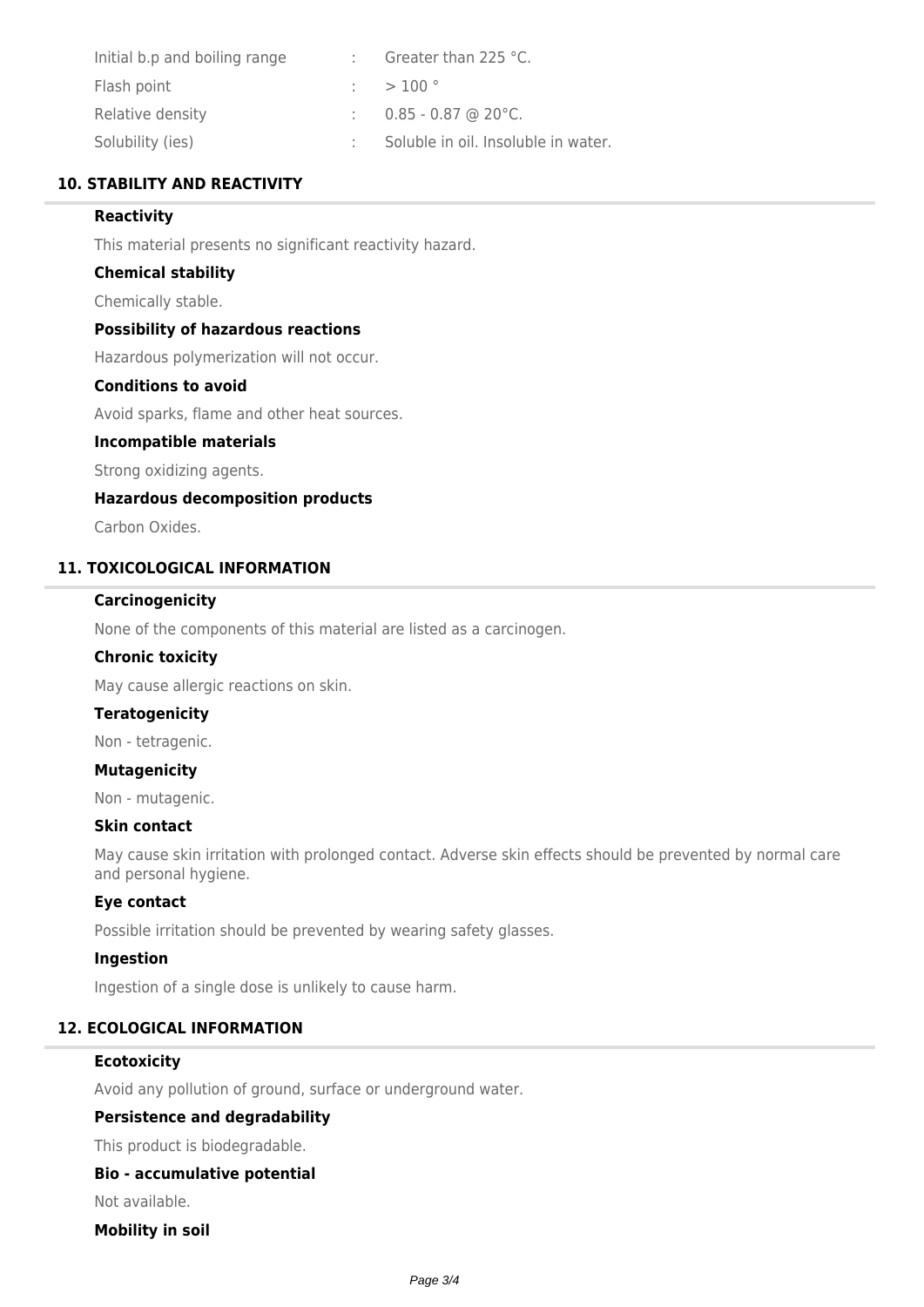| | | |
|---|---|---|
| Initial b.p and boiling range | : | Greater than 225 °C. |
| Flash point | : | > 100 ° |
| Relative density | : | 0.85 - 0.87 @ 20°C. |
| Solubility (ies) | : | Soluble in oil. Insoluble in water. |

## 10. STABILITY AND REACTIVITY

**Reactivity**

This material presents no significant reactivity hazard.

**Chemical stability**

Chemically stable.

**Possibility of hazardous reactions**

Hazardous polymerization will not occur.

**Conditions to avoid**

Avoid sparks, flame and other heat sources.

**Incompatible materials**

Strong oxidizing agents.

**Hazardous decomposition products**

Carbon Oxides.

## 11. TOXICOLOGICAL INFORMATION

**Carcinogenicity**

None of the components of this material are listed as a carcinogen.

**Chronic toxicity**

May cause allergic reactions on skin.

**Teratogenicity**

Non - tetragenic.

**Mutagenicity**

Non - mutagenic.

**Skin contact**

May cause skin irritation with prolonged contact. Adverse skin effects should be prevented by normal care and personal hygiene.

**Eye contact**

Possible irritation should be prevented by wearing safety glasses.

**Ingestion**

Ingestion of a single dose is unlikely to cause harm.

## 12. ECOLOGICAL INFORMATION

**Ecotoxicity**

Avoid any pollution of ground, surface or underground water.

**Persistence and degradability**

This product is biodegradable.

**Bio - accumulative potential**

Not available.

**Mobility in soil**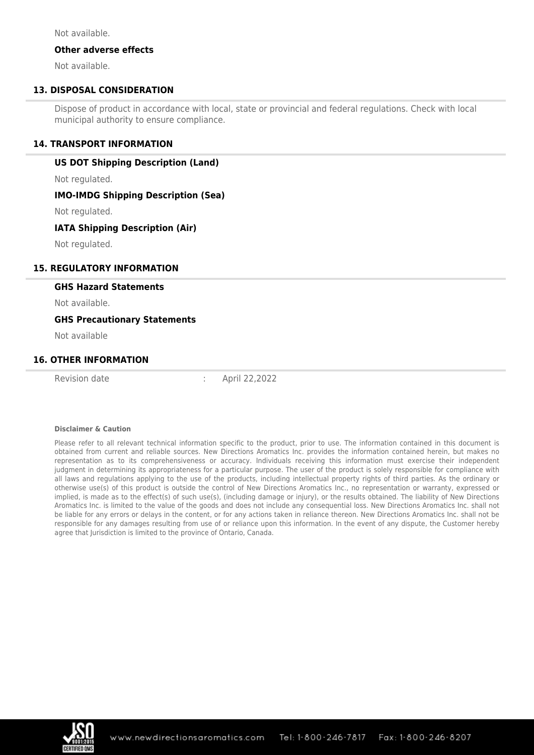Not available.

**Other adverse effects**

Not available.

## 13. DISPOSAL CONSIDERATION

Dispose of product in accordance with local, state or provincial and federal regulations. Check with local municipal authority to ensure compliance.

## 14. TRANSPORT INFORMATION

**US DOT Shipping Description (Land)**

Not regulated.

**IMO-IMDG Shipping Description (Sea)**

Not regulated.

**IATA Shipping Description (Air)**

Not regulated.

## 15. REGULATORY INFORMATION

**GHS Hazard Statements**

Not available.

**GHS Precautionary Statements**

Not available

## 16. OTHER INFORMATION

Revision date : April 22,2022

**Disclaimer & Caution**

Please refer to all relevant technical information specific to the product, prior to use. The information contained in this document is obtained from current and reliable sources. New Directions Aromatics Inc. provides the information contained herein, but makes no representation as to its comprehensiveness or accuracy. Individuals receiving this information must exercise their independent judgment in determining its appropriateness for a particular purpose. The user of the product is solely responsible for compliance with all laws and regulations applying to the use of the products, including intellectual property rights of third parties. As the ordinary or otherwise use(s) of this product is outside the control of New Directions Aromatics Inc., no representation or warranty, expressed or implied, is made as to the effect(s) of such use(s), (including damage or injury), or the results obtained. The liability of New Directions Aromatics Inc. is limited to the value of the goods and does not include any consequential loss. New Directions Aromatics Inc. shall not be liable for any errors or delays in the content, or for any actions taken in reliance thereon. New Directions Aromatics Inc. shall not be responsible for any damages resulting from use of or reliance upon this information. In the event of any dispute, the Customer hereby agree that Jurisdiction is limited to the province of Ontario, Canada.